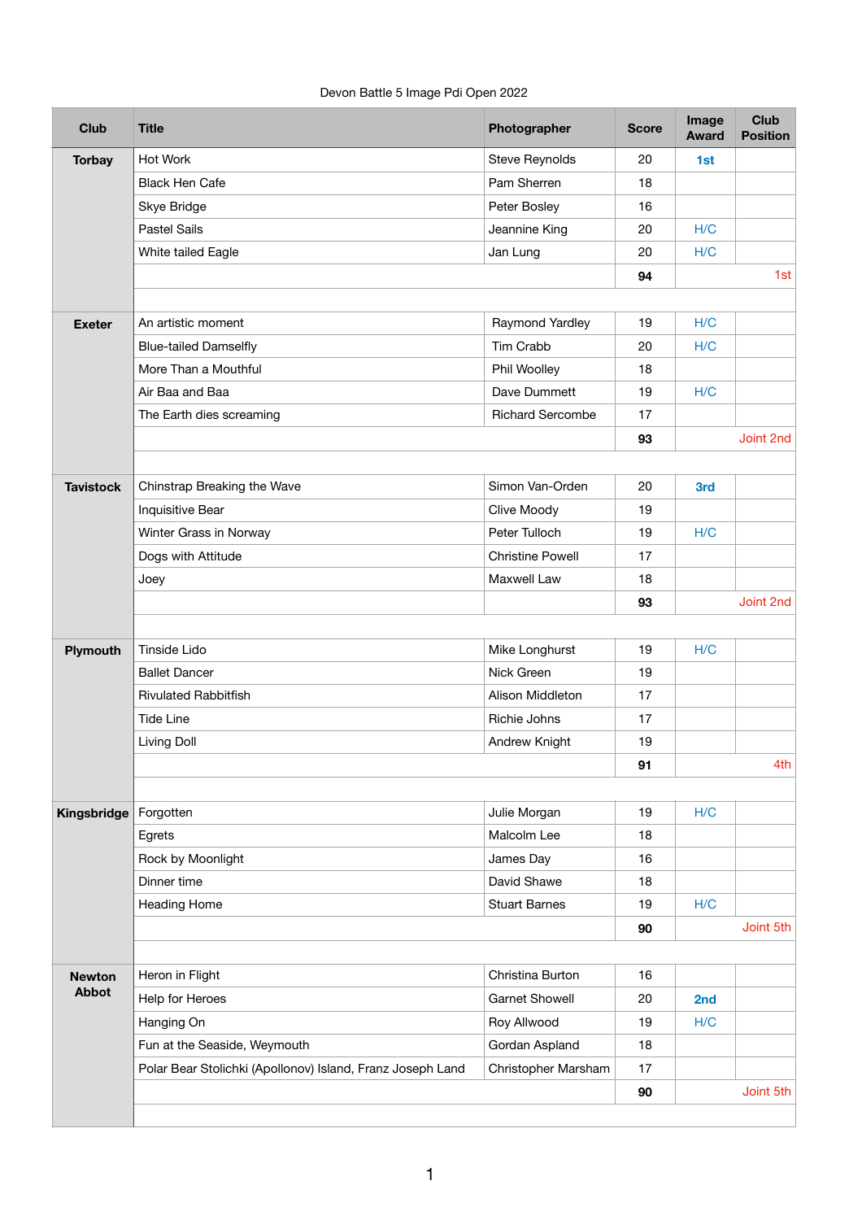Devon Battle 5 Image Pdi Open 2022

| Club | Title | Photographer | Score | Image Award | Club Position |
|---|---|---|---|---|---|
| Torbay | Hot Work | Steve Reynolds | 20 | **1st** | |
| | Black Hen Cafe | Pam Sherren | 18 | | |
| | Skye Bridge | Peter Bosley | 16 | | |
| | Pastel Sails | Jeannine King | 20 | H/C | |
| | White tailed Eagle | Jan Lung | 20 | H/C | |
| | | | **94** | | 1st |
| | | | | | |
| Exeter | An artistic moment | Raymond Yardley | 19 | H/C | |
| | Blue-tailed Damselfly | Tim Crabb | 20 | H/C | |
| | More Than a Mouthful | Phil Woolley | 18 | | |
| | Air Baa and Baa | Dave Dummett | 19 | H/C | |
| | The Earth dies screaming | Richard Sercombe | 17 | | |
| | | | **93** | | Joint 2nd |
| | | | | | |
| Tavistock | Chinstrap Breaking the Wave | Simon Van-Orden | 20 | **3rd** | |
| | Inquisitive Bear | Clive Moody | 19 | | |
| | Winter Grass in Norway | Peter Tulloch | 19 | H/C | |
| | Dogs with Attitude | Christine Powell | 17 | | |
| | Joey | Maxwell Law | 18 | | |
| | | | **93** | | Joint 2nd |
| | | | | | |
| Plymouth | Tinside Lido | Mike Longhurst | 19 | H/C | |
| | Ballet Dancer | Nick Green | 19 | | |
| | Rivulated Rabbitfish | Alison Middleton | 17 | | |
| | Tide Line | Richie Johns | 17 | | |
| | Living Doll | Andrew Knight | 19 | | |
| | | | **91** | | 4th |
| | | | | | |
| Kingsbridge | Forgotten | Julie Morgan | 19 | H/C | |
| | Egrets | Malcolm Lee | 18 | | |
| | Rock by Moonlight | James Day | 16 | | |
| | Dinner time | David Shawe | 18 | | |
| | Heading Home | Stuart Barnes | 19 | H/C | |
| | | | **90** | | Joint 5th |
| | | | | | |
| Newton Abbot | Heron in Flight | Christina Burton | 16 | | |
| | Help for Heroes | Garnet Showell | 20 | **2nd** | |
| | Hanging On | Roy Allwood | 19 | H/C | |
| | Fun at the Seaside, Weymouth | Gordan Aspland | 18 | | |
| | Polar Bear Stolichki (Apollonov) Island, Franz Joseph Land | Christopher Marsham | 17 | | |
| | | | **90** | | Joint 5th |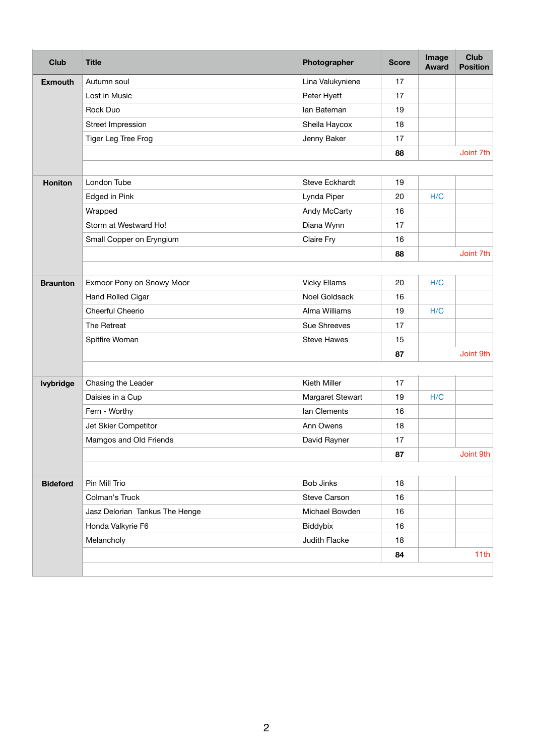| Club | Title | Photographer | Score | Image Award | Club Position |
|---|---|---|---|---|---|
| **Exmouth** | Autumn soul | Lina Valukyniene | 17 | | |
| | Lost in Music | Peter Hyett | 17 | | |
| | Rock Duo | Ian Bateman | 19 | | |
| | Street Impression | Sheila Haycox | 18 | | |
| | Tiger Leg Tree Frog | Jenny Baker | 17 | | |
| | | | **88** | | Joint 7th |
| | | | | | |
| **Honiton** | London Tube | Steve Eckhardt | 19 | | |
| | Edged in Pink | Lynda Piper | 20 | H/C | |
| | Wrapped | Andy McCarty | 16 | | |
| | Storm at Westward Ho! | Diana Wynn | 17 | | |
| | Small Copper on Eryngium | Claire Fry | 16 | | |
| | | | **88** | | Joint 7th |
| | | | | | |
| **Braunton** | Exmoor Pony on Snowy Moor | Vicky Ellams | 20 | H/C | |
| | Hand Rolled Cigar | Noel Goldsack | 16 | | |
| | Cheerful Cheerio | Alma Williams | 19 | H/C | |
| | The Retreat | Sue Shreeves | 17 | | |
| | Spitfire Woman | Steve Hawes | 15 | | |
| | | | **87** | | Joint 9th |
| | | | | | |
| **Ivybridge** | Chasing the Leader | Kieth Miller | 17 | | |
| | Daisies in a Cup | Margaret Stewart | 19 | H/C | |
| | Fern - Worthy | Ian Clements | 16 | | |
| | Jet Skier Competitor | Ann Owens | 18 | | |
| | Mamgos and Old Friends | David Rayner | 17 | | |
| | | | **87** | | Joint 9th |
| | | | | | |
| **Bideford** | Pin Mill Trio | Bob Jinks | 18 | | |
| | Colman's Truck | Steve Carson | 16 | | |
| | Jasz Delorian Tankus The Henge | Michael Bowden | 16 | | |
| | Honda Valkyrie F6 | Biddybix | 16 | | |
| | Melancholy | Judith Flacke | 18 | | |
| | | | **84** | | 11th |
| | | | | | |